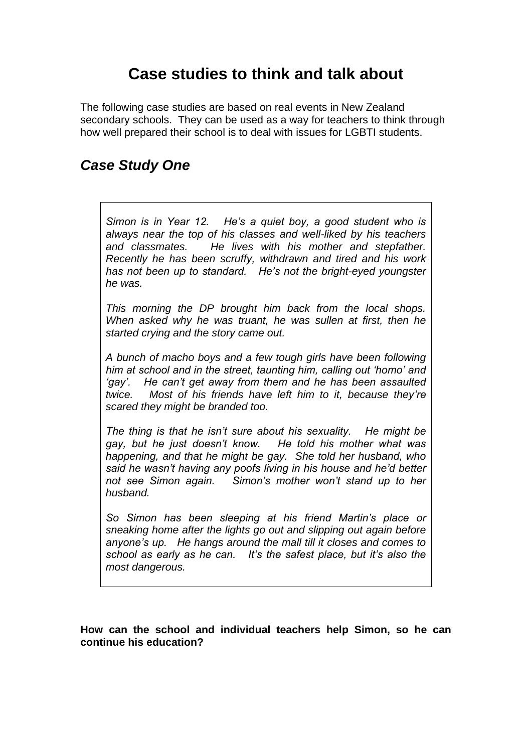# Case studies to think and talk about

The following case studies are based on real events in New Zealand secondary schools. They can be used as a way for teachers to think through how well prepared their school is to deal with issues for LGBTI students.

## *Case Study One*

*Simon is in Year 12. He's a quiet boy, a good student who is always near the top of his classes and well-liked by his teachers and classmates. He lives with his mother and stepfather. Recently he has been scruffy, withdrawn and tired and his work has not been up to standard. He's not the bright-eyed youngster he was.*

*This morning the DP brought him back from the local shops. When asked why he was truant, he was sullen at first, then he started crying and the story came out.*

*A bunch of macho boys and a few tough girls have been following him at school and in the street, taunting him, calling out 'homo' and 'gay'. He can't get away from them and he has been assaulted twice. Most of his friends have left him to it, because they're scared they might be branded too.*

*The thing is that he isn't sure about his sexuality. He might be gay, but he just doesn't know. He told his mother what was happening, and that he might be gay. She told her husband, who said he wasn't having any poofs living in his house and he'd better not see Simon again. Simon's mother won't stand up to her husband.*

*So Simon has been sleeping at his friend Martin's place or sneaking home after the lights go out and slipping out again before anyone's up. He hangs around the mall till it closes and comes to school as early as he can. It's the safest place, but it's also the most dangerous.*

**How can the school and individual teachers help Simon, so he can continue his education?**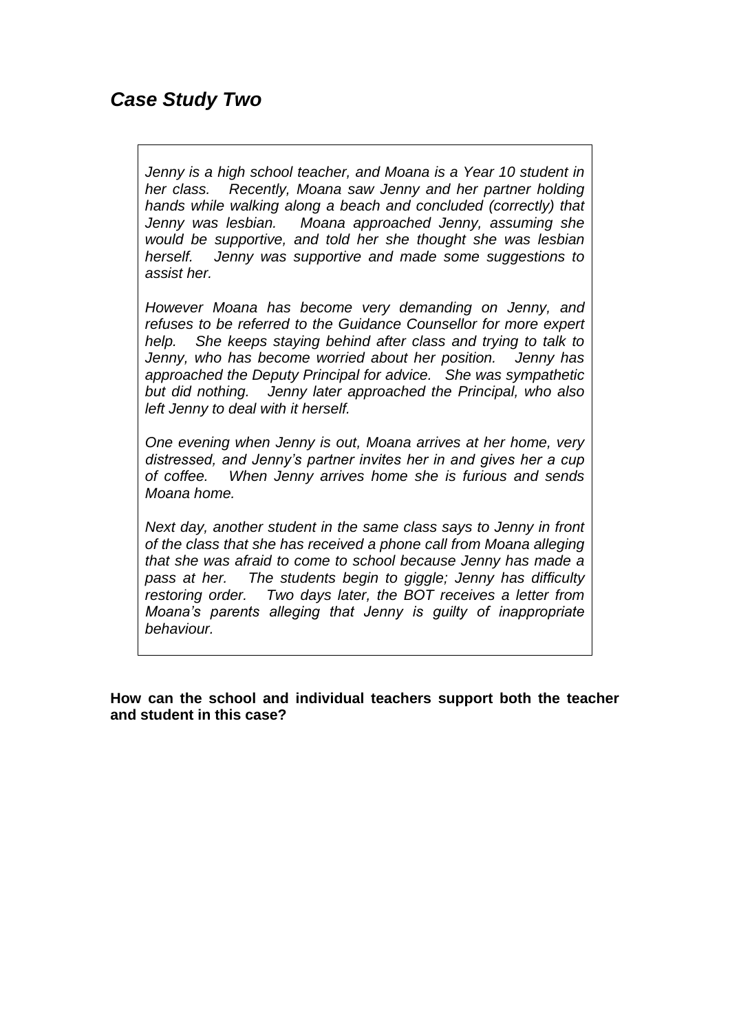## *Case Study Two*

*Jenny is a high school teacher, and Moana is a Year 10 student in her class. Recently, Moana saw Jenny and her partner holding hands while walking along a beach and concluded (correctly) that Jenny was lesbian. Moana approached Jenny, assuming she would be supportive, and told her she thought she was lesbian herself. Jenny was supportive and made some suggestions to assist her.*

*However Moana has become very demanding on Jenny, and refuses to be referred to the Guidance Counsellor for more expert help. She keeps staying behind after class and trying to talk to Jenny, who has become worried about her position. Jenny has approached the Deputy Principal for advice. She was sympathetic but did nothing. Jenny later approached the Principal, who also left Jenny to deal with it herself.*

*One evening when Jenny is out, Moana arrives at her home, very distressed, and Jenny's partner invites her in and gives her a cup of coffee. When Jenny arrives home she is furious and sends Moana home.*

*Next day, another student in the same class says to Jenny in front of the class that she has received a phone call from Moana alleging that she was afraid to come to school because Jenny has made a pass at her. The students begin to giggle; Jenny has difficulty restoring order. Two days later, the BOT receives a letter from Moana's parents alleging that Jenny is guilty of inappropriate behaviour.*

**How can the school and individual teachers support both the teacher and student in this case?**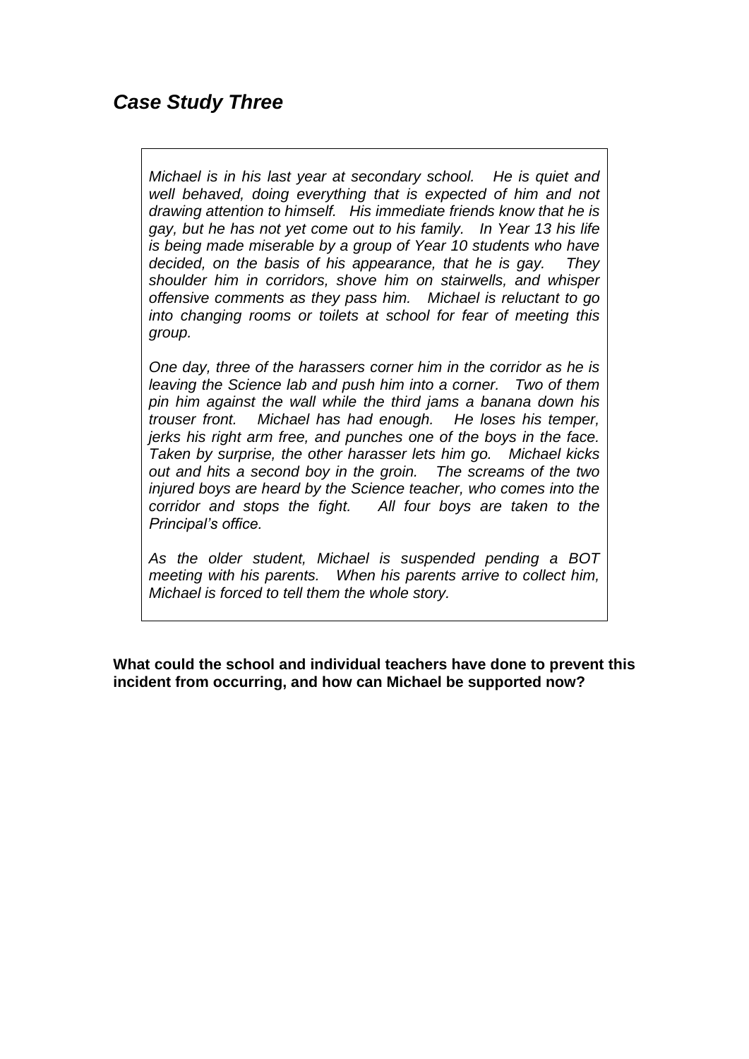## *Case Study Three*

*Michael is in his last year at secondary school. He is quiet and well behaved, doing everything that is expected of him and not drawing attention to himself. His immediate friends know that he is gay, but he has not yet come out to his family. In Year 13 his life is being made miserable by a group of Year 10 students who have decided, on the basis of his appearance, that he is gay. They shoulder him in corridors, shove him on stairwells, and whisper offensive comments as they pass him. Michael is reluctant to go into changing rooms or toilets at school for fear of meeting this group.*

*One day, three of the harassers corner him in the corridor as he is leaving the Science lab and push him into a corner. Two of them pin him against the wall while the third jams a banana down his trouser front. Michael has had enough. He loses his temper, jerks his right arm free, and punches one of the boys in the face. Taken by surprise, the other harasser lets him go. Michael kicks out and hits a second boy in the groin. The screams of the two injured boys are heard by the Science teacher, who comes into the corridor and stops the fight. All four boys are taken to the Principal's office.*

*As the older student, Michael is suspended pending a BOT meeting with his parents. When his parents arrive to collect him, Michael is forced to tell them the whole story.*

**What could the school and individual teachers have done to prevent this incident from occurring, and how can Michael be supported now?**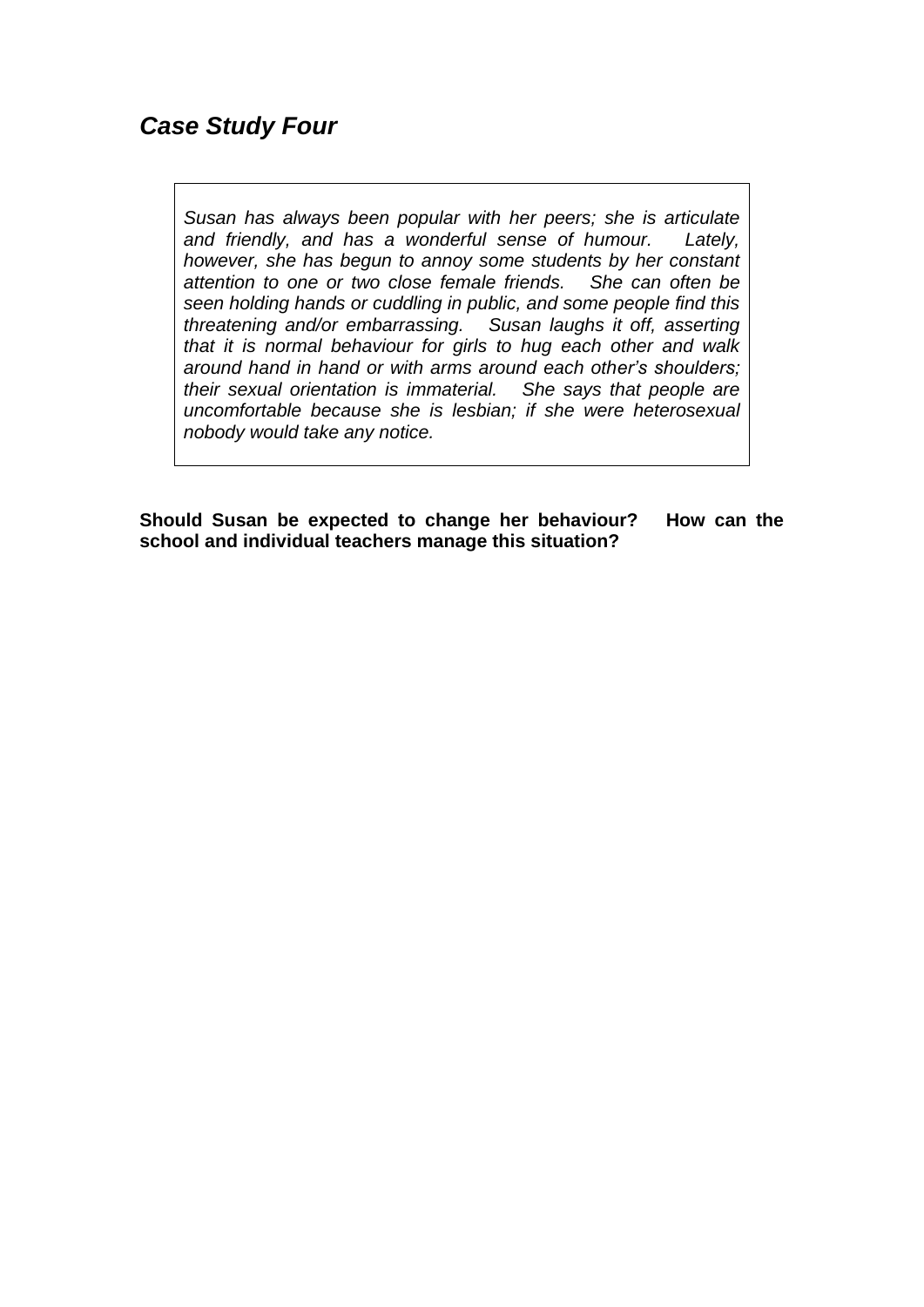## *Case Study Four*

> *Susan has always been popular with her peers; she is articulate and friendly, and has a wonderful sense of humour. Lately, however, she has begun to annoy some students by her constant attention to one or two close female friends. She can often be seen holding hands or cuddling in public, and some people find this threatening and/or embarrassing. Susan laughs it off, asserting that it is normal behaviour for girls to hug each other and walk around hand in hand or with arms around each other's shoulders; their sexual orientation is immaterial. She says that people are uncomfortable because she is lesbian; if she were heterosexual nobody would take any notice.*

**Should Susan be expected to change her behaviour? How can the school and individual teachers manage this situation?**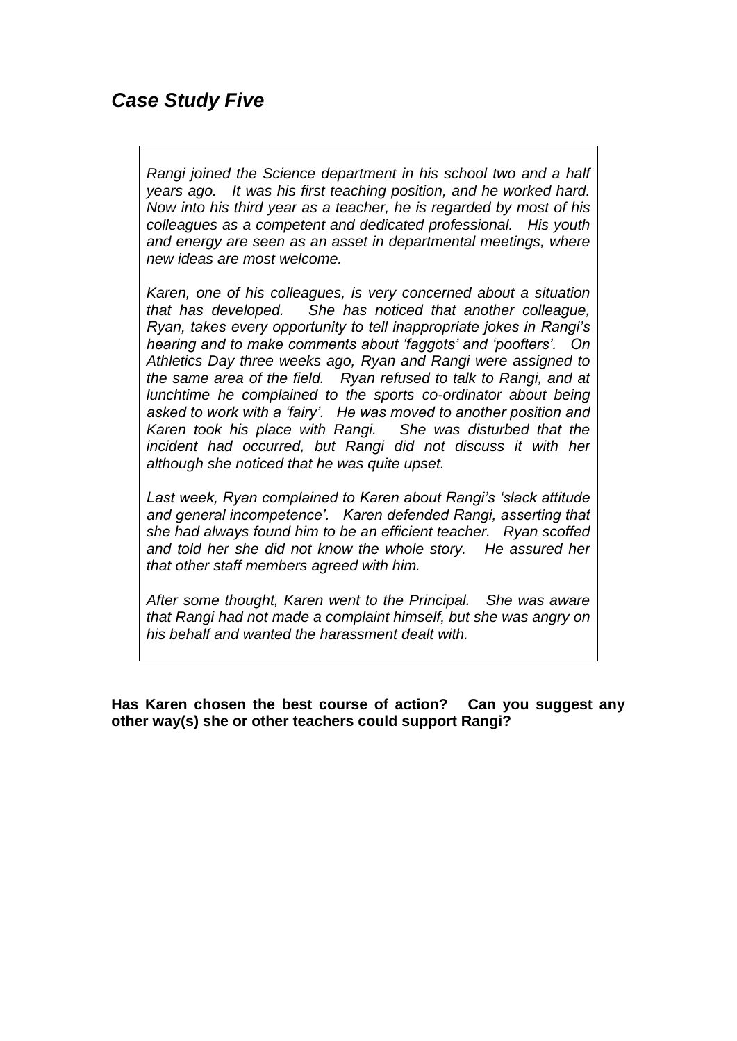## *Case Study Five*

*Rangi joined the Science department in his school two and a half years ago. It was his first teaching position, and he worked hard. Now into his third year as a teacher, he is regarded by most of his colleagues as a competent and dedicated professional. His youth and energy are seen as an asset in departmental meetings, where new ideas are most welcome.*

*Karen, one of his colleagues, is very concerned about a situation that has developed. She has noticed that another colleague, Ryan, takes every opportunity to tell inappropriate jokes in Rangi's hearing and to make comments about 'faggots' and 'poofters'. On Athletics Day three weeks ago, Ryan and Rangi were assigned to the same area of the field. Ryan refused to talk to Rangi, and at lunchtime he complained to the sports co-ordinator about being asked to work with a 'fairy'. He was moved to another position and Karen took his place with Rangi. She was disturbed that the incident had occurred, but Rangi did not discuss it with her although she noticed that he was quite upset.*

*Last week, Ryan complained to Karen about Rangi's 'slack attitude and general incompetence'. Karen defended Rangi, asserting that she had always found him to be an efficient teacher. Ryan scoffed and told her she did not know the whole story. He assured her that other staff members agreed with him.*

*After some thought, Karen went to the Principal. She was aware that Rangi had not made a complaint himself, but she was angry on his behalf and wanted the harassment dealt with.*

**Has Karen chosen the best course of action? Can you suggest any other way(s) she or other teachers could support Rangi?**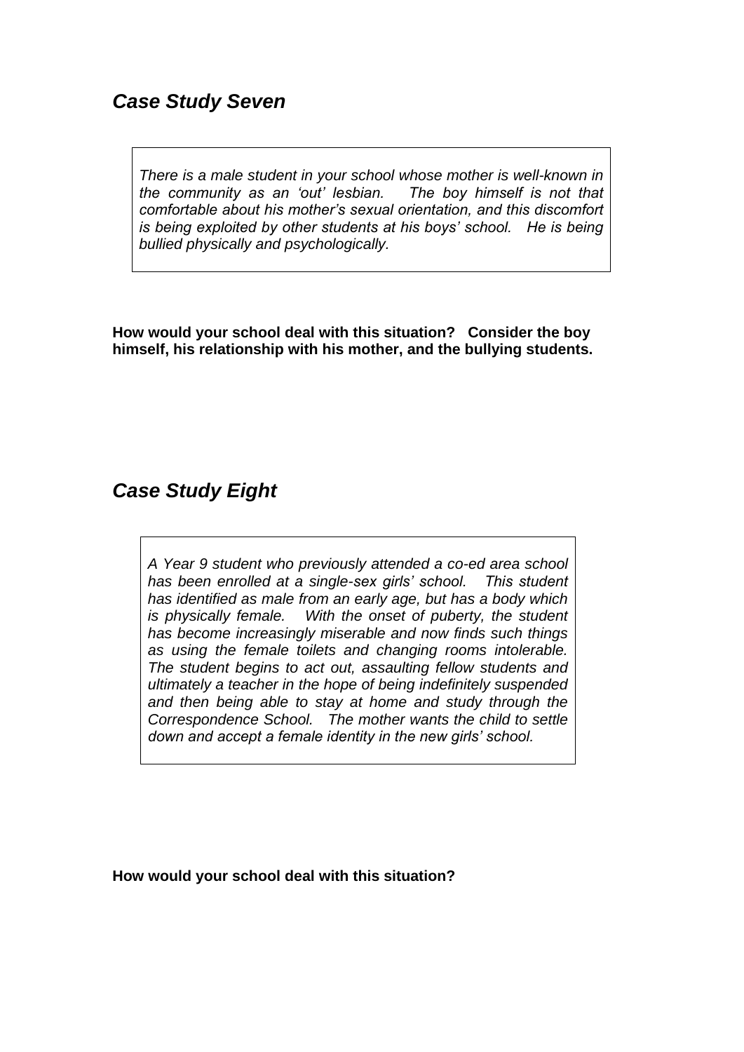## *Case Study Seven*

> *There is a male student in your school whose mother is well-known in the community as an 'out' lesbian. The boy himself is not that comfortable about his mother's sexual orientation, and this discomfort is being exploited by other students at his boys' school. He is being bullied physically and psychologically.*

**How would your school deal with this situation? Consider the boy himself, his relationship with his mother, and the bullying students.**

## *Case Study Eight*

> *A Year 9 student who previously attended a co-ed area school has been enrolled at a single-sex girls' school. This student has identified as male from an early age, but has a body which is physically female. With the onset of puberty, the student has become increasingly miserable and now finds such things as using the female toilets and changing rooms intolerable. The student begins to act out, assaulting fellow students and ultimately a teacher in the hope of being indefinitely suspended and then being able to stay at home and study through the Correspondence School. The mother wants the child to settle down and accept a female identity in the new girls' school.*

**How would your school deal with this situation?**